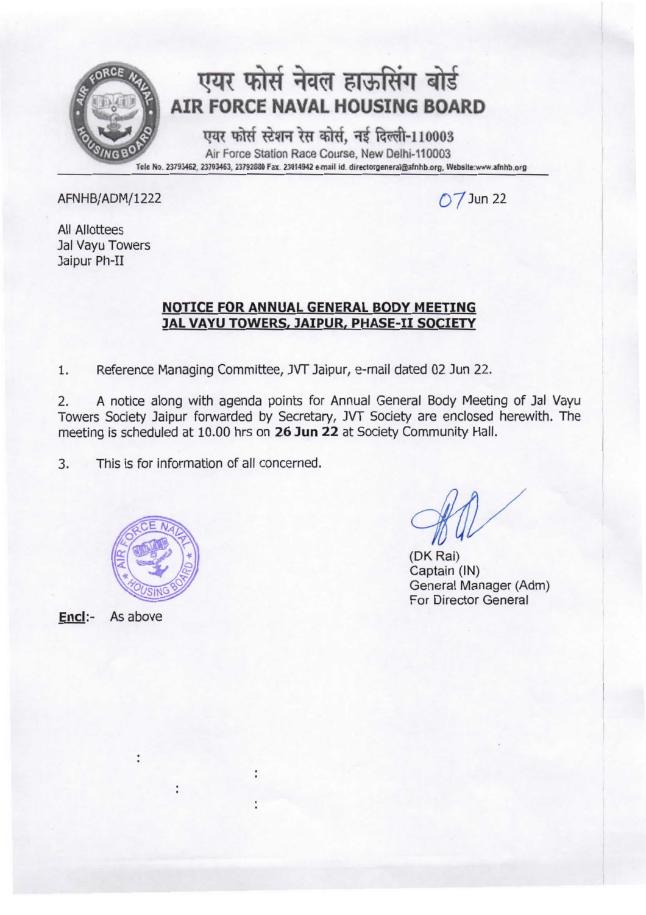# एयर फोर्स नेवल हाऊसिंग बोर्ड
# AIR FORCE NAVAL HOUSING BOARD

एयर फोर्स स्टेशन रेस कोर्स, नई दिल्ली-110003
Air Force Station Race Course, New Delhi-110003
Tele No. 23793462, 23793463, 23792880 Fax. 23814942 e-mail id. directorgeneral@afnhb.org, Website:www.afnhb.org

AFNHB/ADM/1222 07 Jun 22

All Allottees
Jal Vayu Towers
Jaipur Ph-II

**NOTICE FOR ANNUAL GENERAL BODY MEETING**
**JAL VAYU TOWERS, JAIPUR, PHASE-II SOCIETY**

1. Reference Managing Committee, JVT Jaipur, e-mail dated 02 Jun 22.

2. A notice along with agenda points for Annual General Body Meeting of Jal Vayu Towers Society Jaipur forwarded by Secretary, JVT Society are enclosed herewith. The meeting is scheduled at 10.00 hrs on **26 Jun 22** at Society Community Hall.

3. This is for information of all concerned.

(DK Rai)
Captain (IN)
General Manager (Adm)
For Director General

**Encl**:- As above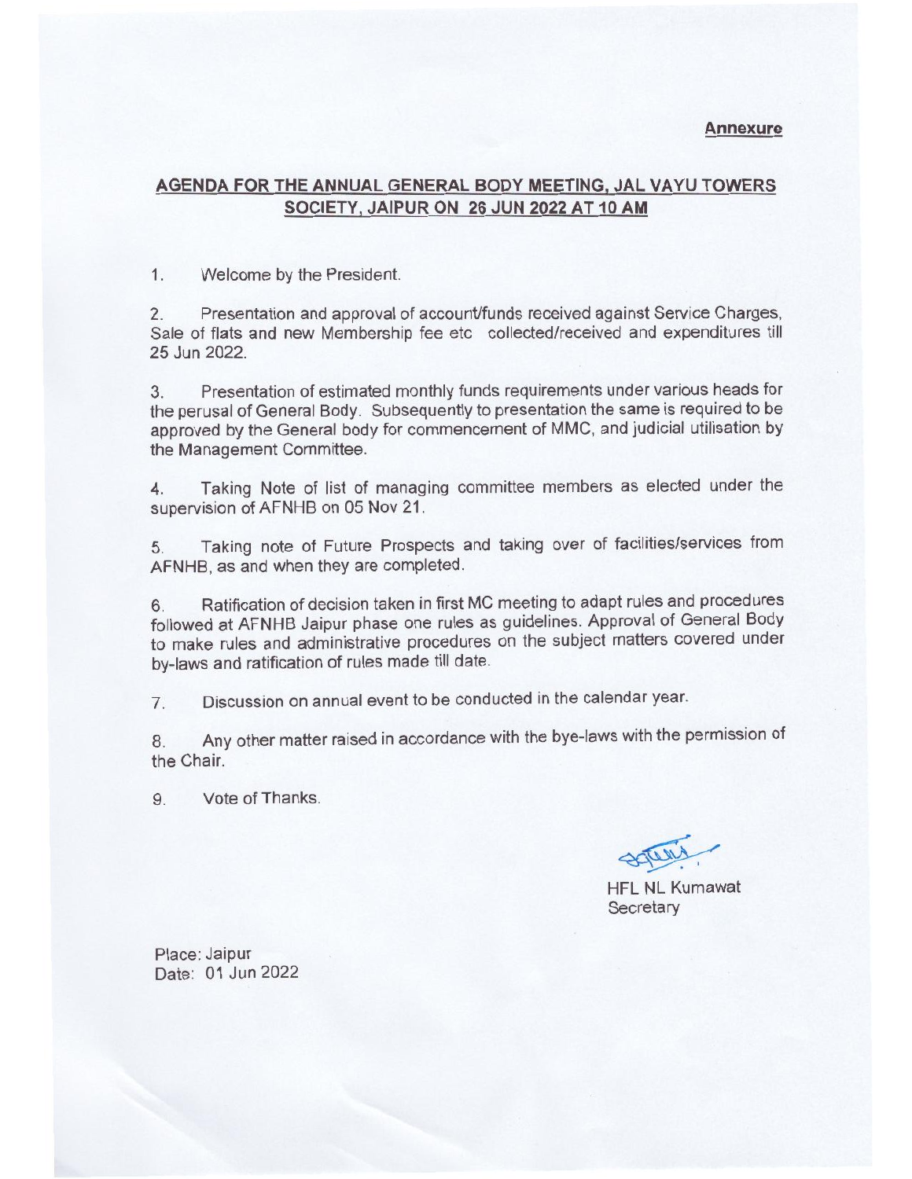**Annexure**

## AGENDA FOR THE ANNUAL GENERAL BODY MEETING, JAL VAYU TOWERS SOCIETY, JAIPUR ON 26 JUN 2022 AT 10 AM

1. Welcome by the President.

2. Presentation and approval of account/funds received against Service Charges, Sale of flats and new Membership fee etc collected/received and expenditures till 25 Jun 2022.

3. Presentation of estimated monthly funds requirements under various heads for the perusal of General Body. Subsequently to presentation the same is required to be approved by the General body for commencement of MMC, and judicial utilisation by the Management Committee.

4. Taking Note of list of managing committee members as elected under the supervision of AFNHB on 05 Nov 21.

5. Taking note of Future Prospects and taking over of facilities/services from AFNHB, as and when they are completed.

6. Ratification of decision taken in first MC meeting to adapt rules and procedures followed at AFNHB Jaipur phase one rules as guidelines. Approval of General Body to make rules and administrative procedures on the subject matters covered under by-laws and ratification of rules made till date.

7. Discussion on annual event to be conducted in the calendar year.

8. Any other matter raised in accordance with the bye-laws with the permission of the Chair.

9. Vote of Thanks.

HFL NL Kumawat
Secretary

Place: Jaipur
Date: 01 Jun 2022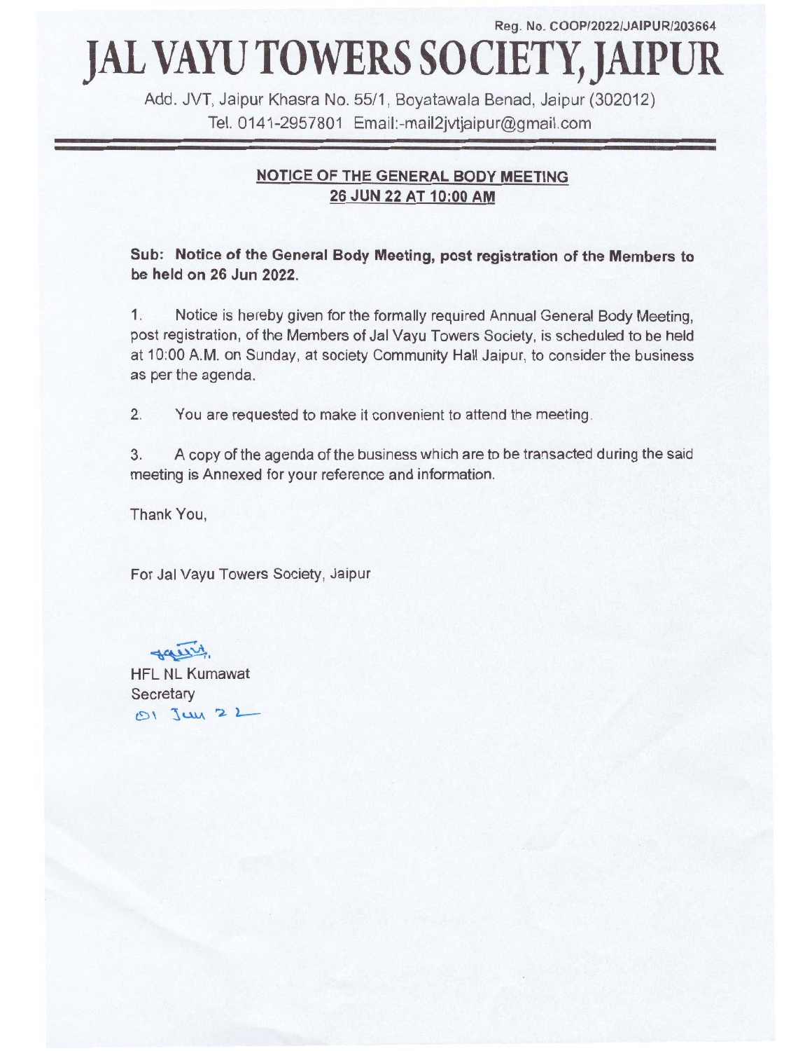Reg. No. COOP/2022/JAIPUR/203664

# JAL VAYU TOWERS SOCIETY, JAIPUR

Add. JVT, Jaipur Khasra No. 55/1, Boyatawala Benad, Jaipur (302012)
Tel. 0141-2957801 Email:-mail2jvtjaipur@gmail.com

## NOTICE OF THE GENERAL BODY MEETING
## 26 JUN 22 AT 10:00 AM

**Sub: Notice of the General Body Meeting, post registration of the Members to be held on 26 Jun 2022.**

1. Notice is hereby given for the formally required Annual General Body Meeting, post registration, of the Members of Jal Vayu Towers Society, is scheduled to be held at 10:00 A.M. on Sunday, at society Community Hall Jaipur, to consider the business as per the agenda.

2. You are requested to make it convenient to attend the meeting.

3. A copy of the agenda of the business which are to be transacted during the said meeting is Annexed for your reference and information.

Thank You,

For Jal Vayu Towers Society, Jaipur

HFL NL Kumawat
Secretary
01 Jun 22